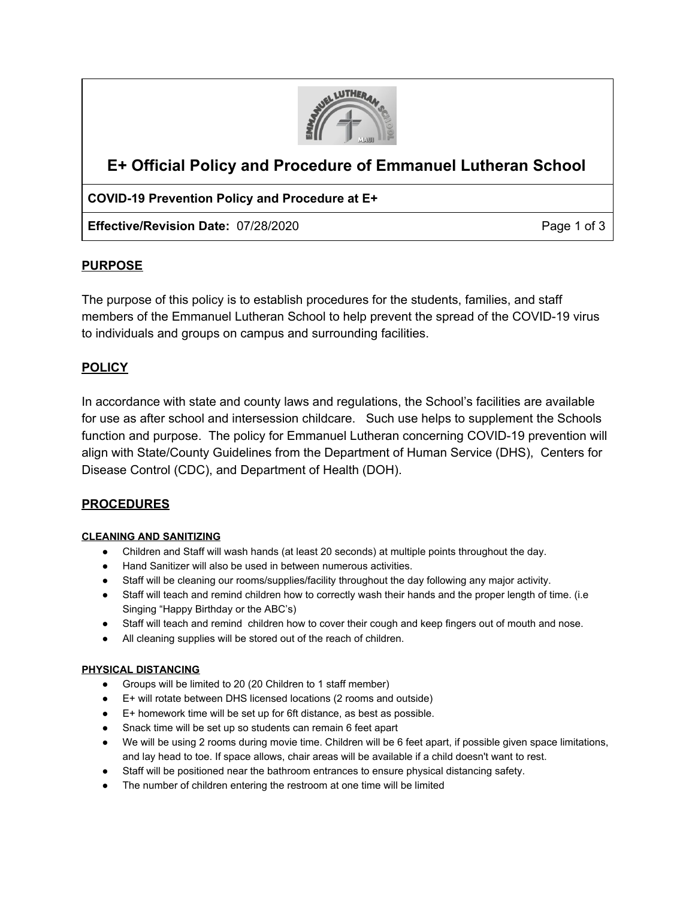# E+ Official Policy and Procedure of Emmanuel Lutheran School

**COVID-19 Prevention Policy and Procedure at E+**

**Effective/Revision Date:** 07/28/2020

## PURPOSE

The purpose of this policy is to establish procedures for the students, families, and staff members of the Emmanuel Lutheran School to help prevent the spread of the COVID-19 virus to individuals and groups on campus and surrounding facilities.

## POLICY

In accordance with state and county laws and regulations, the School's facilities are available for use as after school and intersession childcare. Such use helps to supplement the Schools function and purpose. The policy for Emmanuel Lutheran concerning COVID-19 prevention will align with State/County Guidelines from the Department of Human Service (DHS), Centers for Disease Control (CDC), and Department of Health (DOH).

## PROCEDURES

### CLEANING AND SANITIZING

- Children and Staff will wash hands (at least 20 seconds) at multiple points throughout the day.
- Hand Sanitizer will also be used in between numerous activities.
- Staff will be cleaning our rooms/supplies/facility throughout the day following any major activity.
- Staff will teach and remind children how to correctly wash their hands and the proper length of time. (i.e Singing "Happy Birthday or the ABC's)
- Staff will teach and remind children how to cover their cough and keep fingers out of mouth and nose.
- All cleaning supplies will be stored out of the reach of children.

### PHYSICAL DISTANCING

- Groups will be limited to 20 (20 Children to 1 staff member)
- E+ will rotate between DHS licensed locations (2 rooms and outside)
- E+ homework time will be set up for 6ft distance, as best as possible.
- Snack time will be set up so students can remain 6 feet apart
- We will be using 2 rooms during movie time. Children will be 6 feet apart, if possible given space limitations, and lay head to toe. If space allows, chair areas will be available if a child doesn't want to rest.
- Staff will be positioned near the bathroom entrances to ensure physical distancing safety.
- The number of children entering the restroom at one time will be limited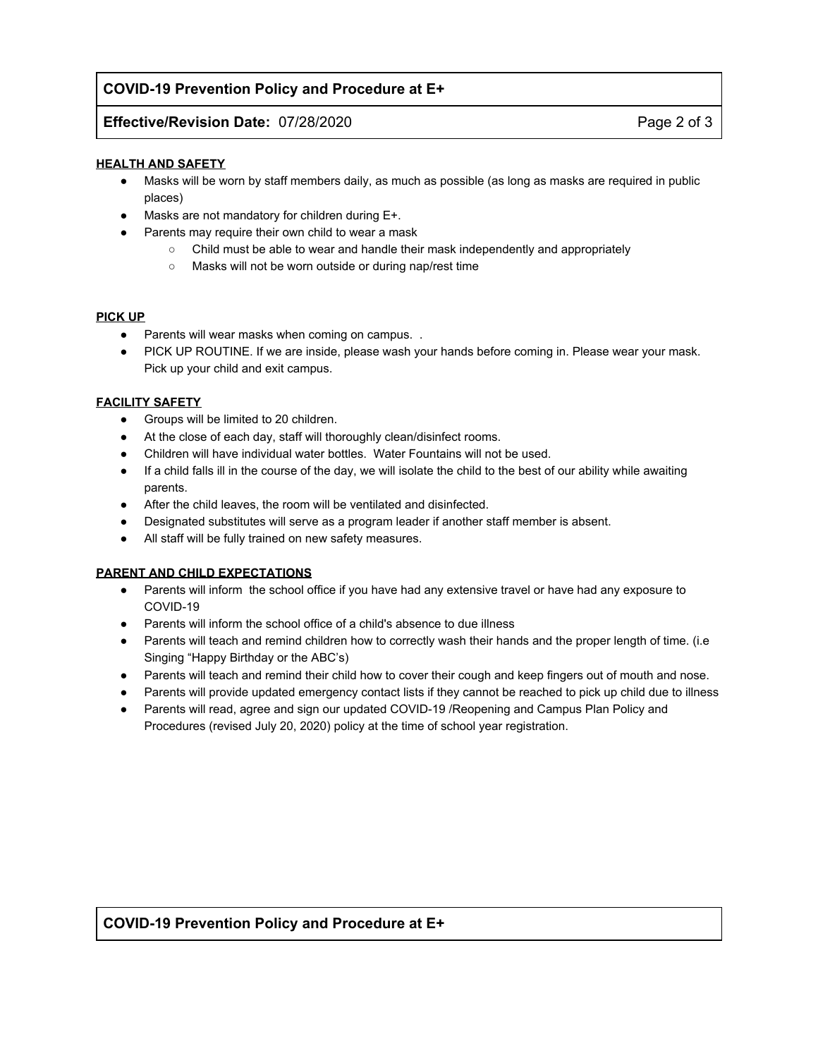## HEALTH AND SAFETY

- Masks will be worn by staff members daily, as much as possible (as long as masks are required in public places)
- Masks are not mandatory for children during E+.
- Parents may require their own child to wear a mask
  - Child must be able to wear and handle their mask independently and appropriately
  - Masks will not be worn outside or during nap/rest time

## PICK UP

- Parents will wear masks when coming on campus.  .
- PICK UP ROUTINE. If we are inside, please wash your hands before coming in. Please wear your mask. Pick up your child and exit campus.

## FACILITY SAFETY

- Groups will be limited to 20 children.
- At the close of each day, staff will thoroughly clean/disinfect rooms.
- Children will have individual water bottles.  Water Fountains will not be used.
- If a child falls ill in the course of the day, we will isolate the child to the best of our ability while awaiting parents.
- After the child leaves, the room will be ventilated and disinfected.
- Designated substitutes will serve as a program leader if another staff member is absent.
- All staff will be fully trained on new safety measures.

## PARENT AND CHILD EXPECTATIONS

- Parents will inform  the school office if you have had any extensive travel or have had any exposure to COVID-19
- Parents will inform the school office of a child's absence to due illness
- Parents will teach and remind children how to correctly wash their hands and the proper length of time. (i.e Singing "Happy Birthday or the ABC's)
- Parents will teach and remind their child how to cover their cough and keep fingers out of mouth and nose.
- Parents will provide updated emergency contact lists if they cannot be reached to pick up child due to illness
- Parents will read, agree and sign our updated COVID-19 /Reopening and Campus Plan Policy and Procedures (revised July 20, 2020) policy at the time of school year registration.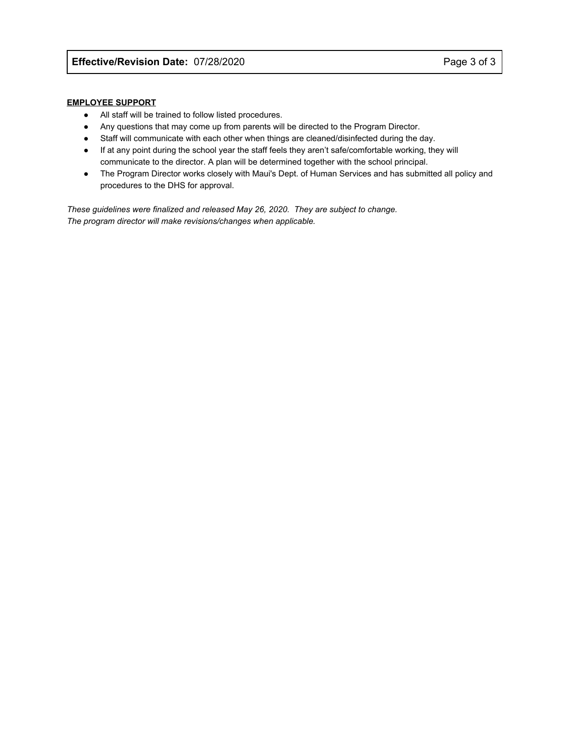**Effective/Revision Date:** 07/28/2020

**EMPLOYEE SUPPORT**

- All staff will be trained to follow listed procedures.
- Any questions that may come up from parents will be directed to the Program Director.
- Staff will communicate with each other when things are cleaned/disinfected during the day.
- If at any point during the school year the staff feels they aren't safe/comfortable working, they will communicate to the director. A plan will be determined together with the school principal.
- The Program Director works closely with Maui's Dept. of Human Services and has submitted all policy and procedures to the DHS for approval.

*These guidelines were finalized and released May 26, 2020. They are subject to change.*
*The program director will make revisions/changes when applicable.*